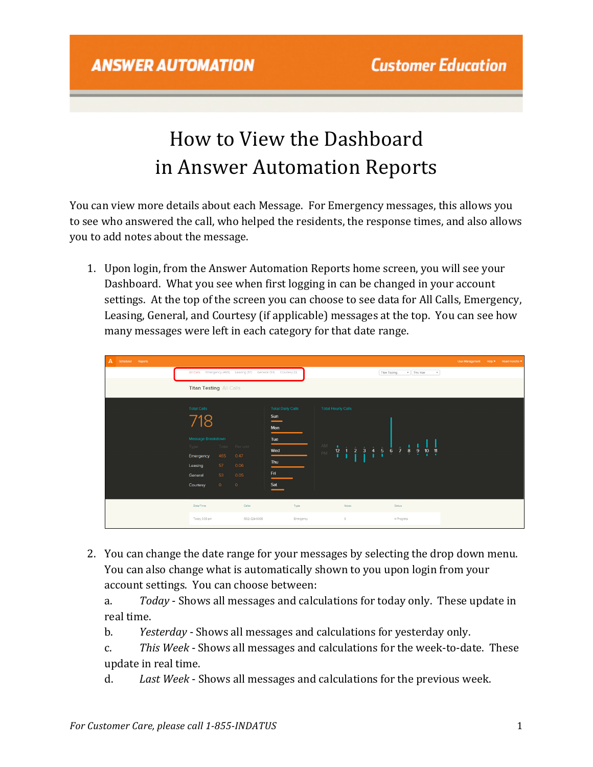# How to View the Dashboard in Answer Automation Reports

You can view more details about each Message. For Emergency messages, this allows you to see who answered the call, who helped the residents, the response times, and also allows you to add notes about the message.

1. Upon login, from the Answer Automation Reports home screen, you will see your Dashboard. What you see when first logging in can be changed in your account settings. At the top of the screen you can choose to see data for All Calls, Emergency, Leasing, General, and Courtesy (if applicable) messages at the top. You can see how many messages were left in each category for that date range.

2. You can change the date range for your messages by selecting the drop down menu. You can also change what is automatically shown to you upon login from your account settings. You can choose between:

   a. *Today* - Shows all messages and calculations for today only. These update in real time.

   b. *Yesterday* - Shows all messages and calculations for yesterday only.

   c. *This Week* - Shows all messages and calculations for the week-to-date. These update in real time.

   d. *Last Week* - Shows all messages and calculations for the previous week.

*For Customer Care, please call 1-855-INDATUS*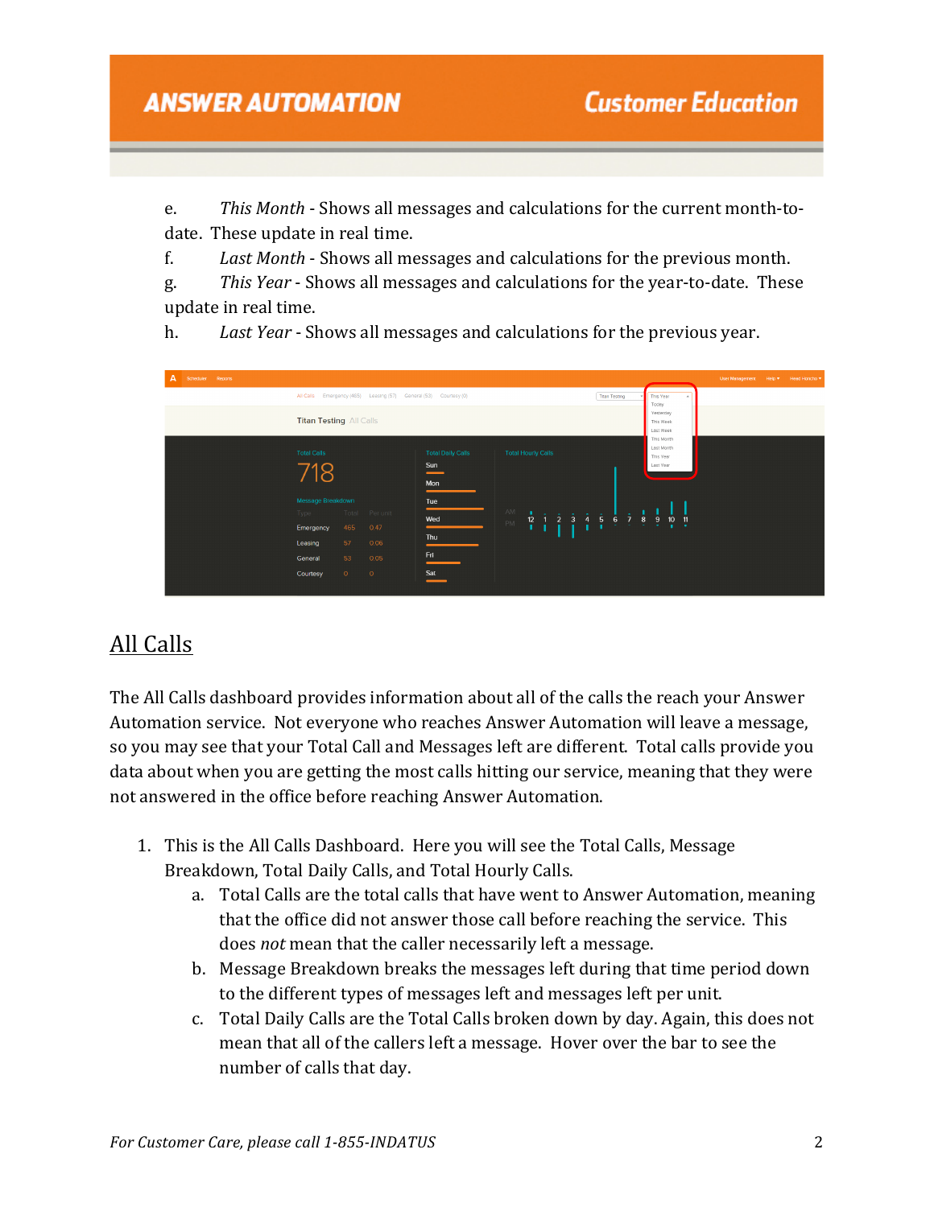e. *This Month* - Shows all messages and calculations for the current month-to-date. These update in real time.

f. *Last Month* - Shows all messages and calculations for the previous month.

g. *This Year* - Shows all messages and calculations for the year-to-date. These update in real time.

h. *Last Year* - Shows all messages and calculations for the previous year.

## All Calls

The All Calls dashboard provides information about all of the calls the reach your Answer Automation service. Not everyone who reaches Answer Automation will leave a message, so you may see that your Total Call and Messages left are different. Total calls provide you data about when you are getting the most calls hitting our service, meaning that they were not answered in the office before reaching Answer Automation.

1. This is the All Calls Dashboard. Here you will see the Total Calls, Message Breakdown, Total Daily Calls, and Total Hourly Calls.
   a. Total Calls are the total calls that have went to Answer Automation, meaning that the office did not answer those call before reaching the service. This does *not* mean that the caller necessarily left a message.
   b. Message Breakdown breaks the messages left during that time period down to the different types of messages left and messages left per unit.
   c. Total Daily Calls are the Total Calls broken down by day. Again, this does not mean that all of the callers left a message. Hover over the bar to see the number of calls that day.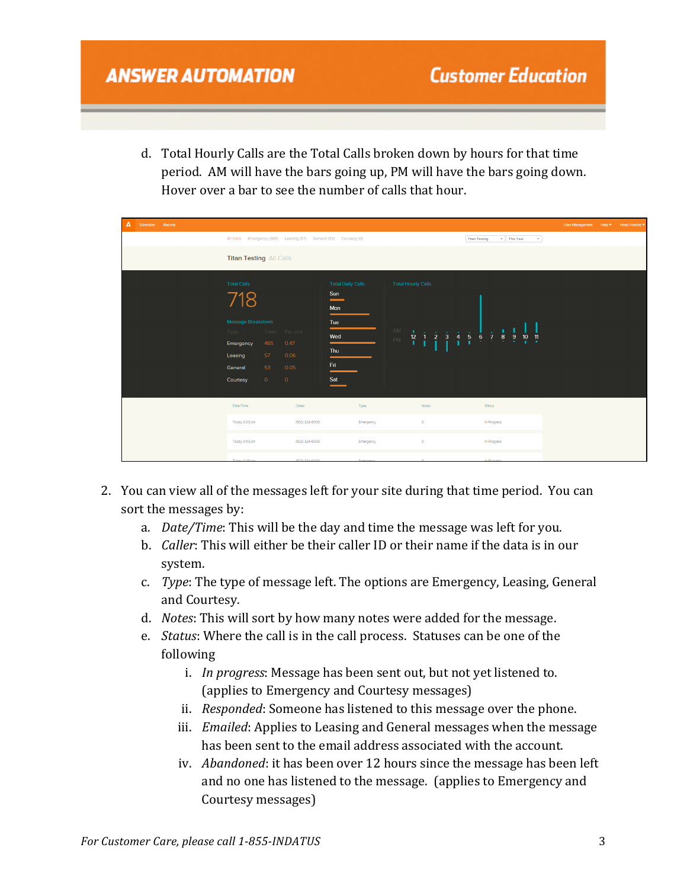d. Total Hourly Calls are the Total Calls broken down by hours for that time period. AM will have the bars going up, PM will have the bars going down. Hover over a bar to see the number of calls that hour.

2. You can view all of the messages left for your site during that time period. You can sort the messages by:
   a. *Date/Time*: This will be the day and time the message was left for you.
   b. *Caller*: This will either be their caller ID or their name if the data is in our system.
   c. *Type*: The type of message left. The options are Emergency, Leasing, General and Courtesy.
   d. *Notes*: This will sort by how many notes were added for the message.
   e. *Status*: Where the call is in the call process. Statuses can be one of the following
      i. *In progress*: Message has been sent out, but not yet listened to. (applies to Emergency and Courtesy messages)
      ii. *Responded*: Someone has listened to this message over the phone.
      iii. *Emailed*: Applies to Leasing and General messages when the message has been sent to the email address associated with the account.
      iv. *Abandoned*: it has been over 12 hours since the message has been left and no one has listened to the message. (applies to Emergency and Courtesy messages)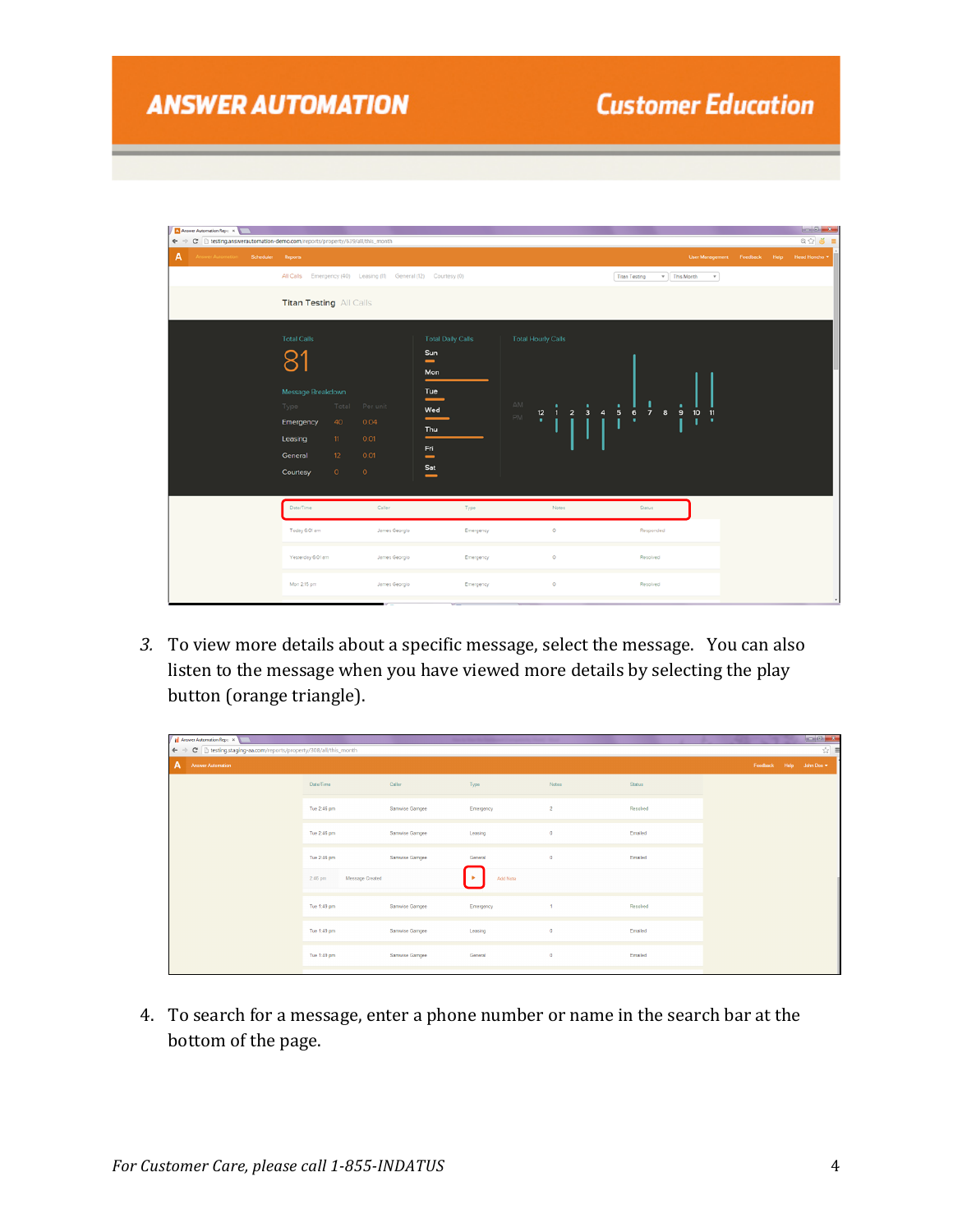3. To view more details about a specific message, select the message. You can also listen to the message when you have viewed more details by selecting the play button (orange triangle).

4. To search for a message, enter a phone number or name in the search bar at the bottom of the page.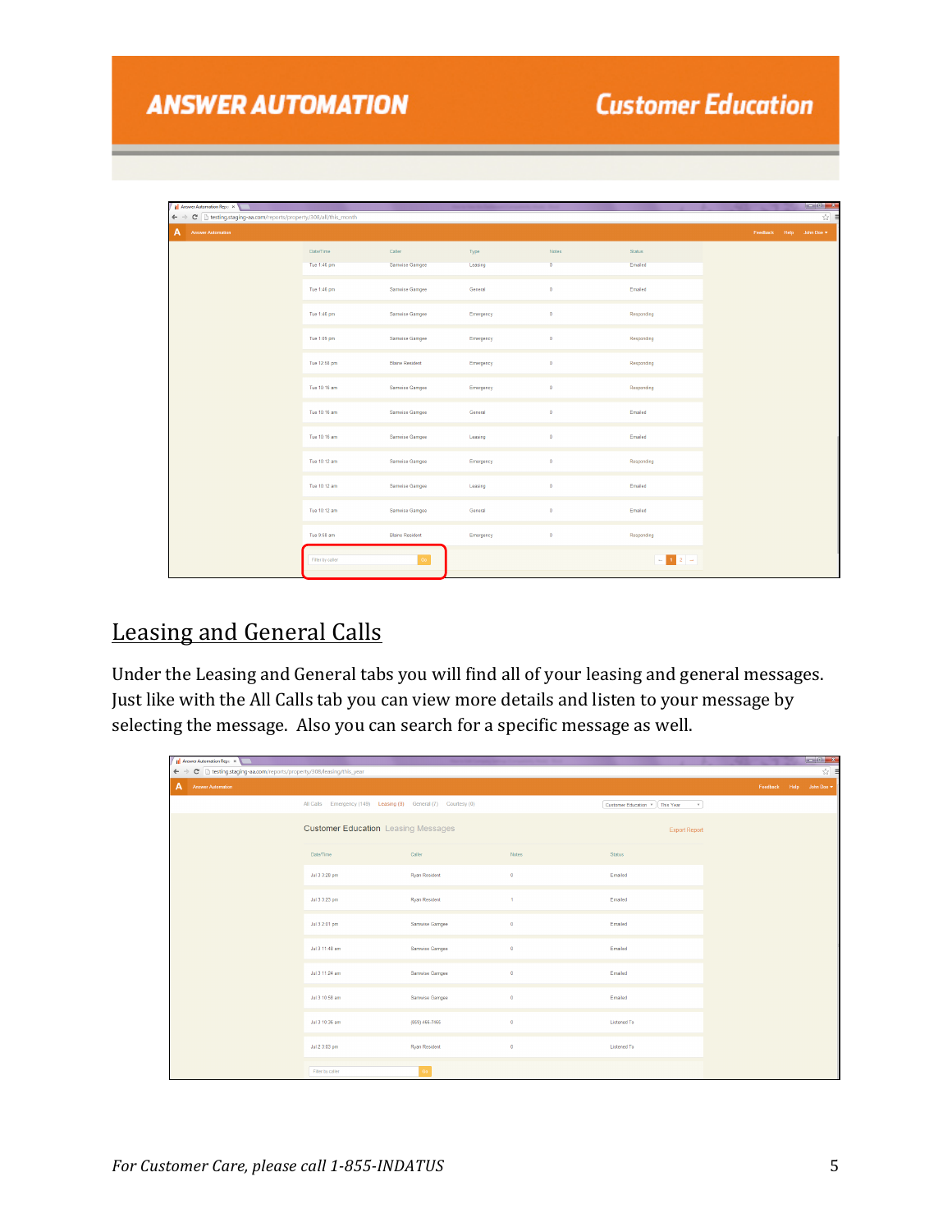## Leasing and General Calls

Under the Leasing and General tabs you will find all of your leasing and general messages. Just like with the All Calls tab you can view more details and listen to your message by selecting the message. Also you can search for a specific message as well.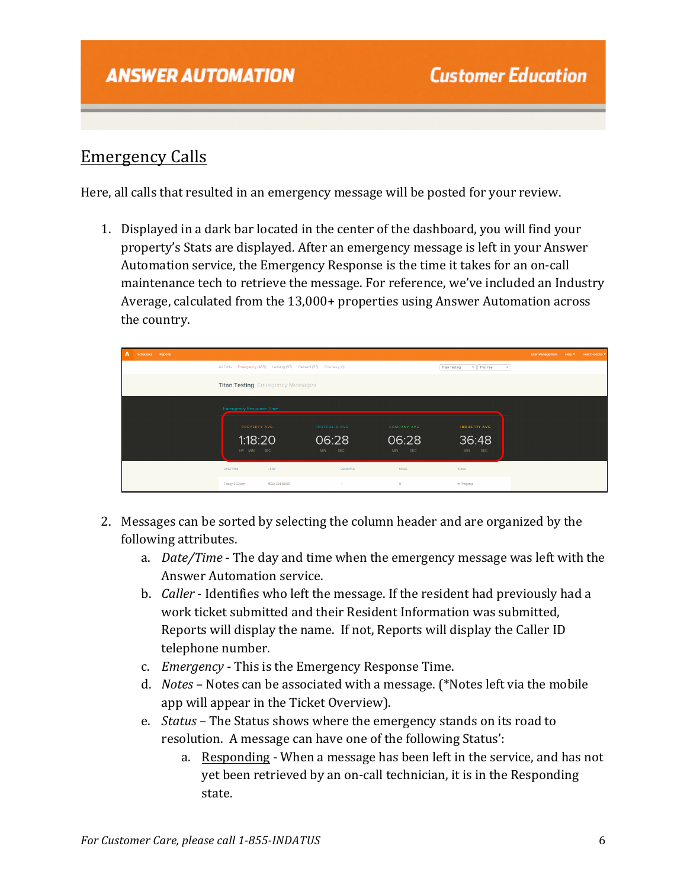## Emergency Calls

Here, all calls that resulted in an emergency message will be posted for your review.

1. Displayed in a dark bar located in the center of the dashboard, you will find your property's Stats are displayed. After an emergency message is left in your Answer Automation service, the Emergency Response is the time it takes for an on-call maintenance tech to retrieve the message. For reference, we've included an Industry Average, calculated from the 13,000+ properties using Answer Automation across the country.

2. Messages can be sorted by selecting the column header and are organized by the following attributes.
   a. *Date/Time* - The day and time when the emergency message was left with the Answer Automation service.
   b. *Caller* - Identifies who left the message. If the resident had previously had a work ticket submitted and their Resident Information was submitted, Reports will display the name. If not, Reports will display the Caller ID telephone number.
   c. *Emergency* - This is the Emergency Response Time.
   d. *Notes* – Notes can be associated with a message. (*Notes left via the mobile app will appear in the Ticket Overview).
   e. *Status* – The Status shows where the emergency stands on its road to resolution. A message can have one of the following Status':
      a. Responding - When a message has been left in the service, and has not yet been retrieved by an on-call technician, it is in the Responding state.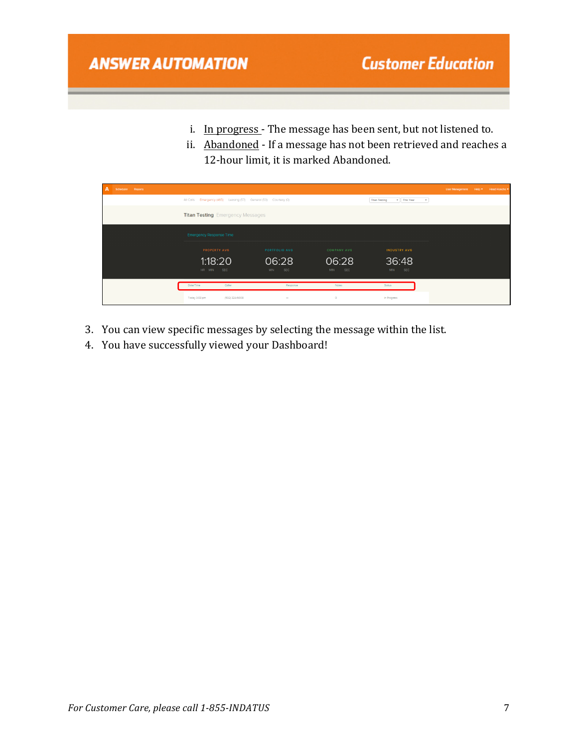i. In progress - The message has been sent, but not listened to.

ii. Abandoned - If a message has not been retrieved and reaches a 12-hour limit, it is marked Abandoned.

3. You can view specific messages by selecting the message within the list.
4. You have successfully viewed your Dashboard!